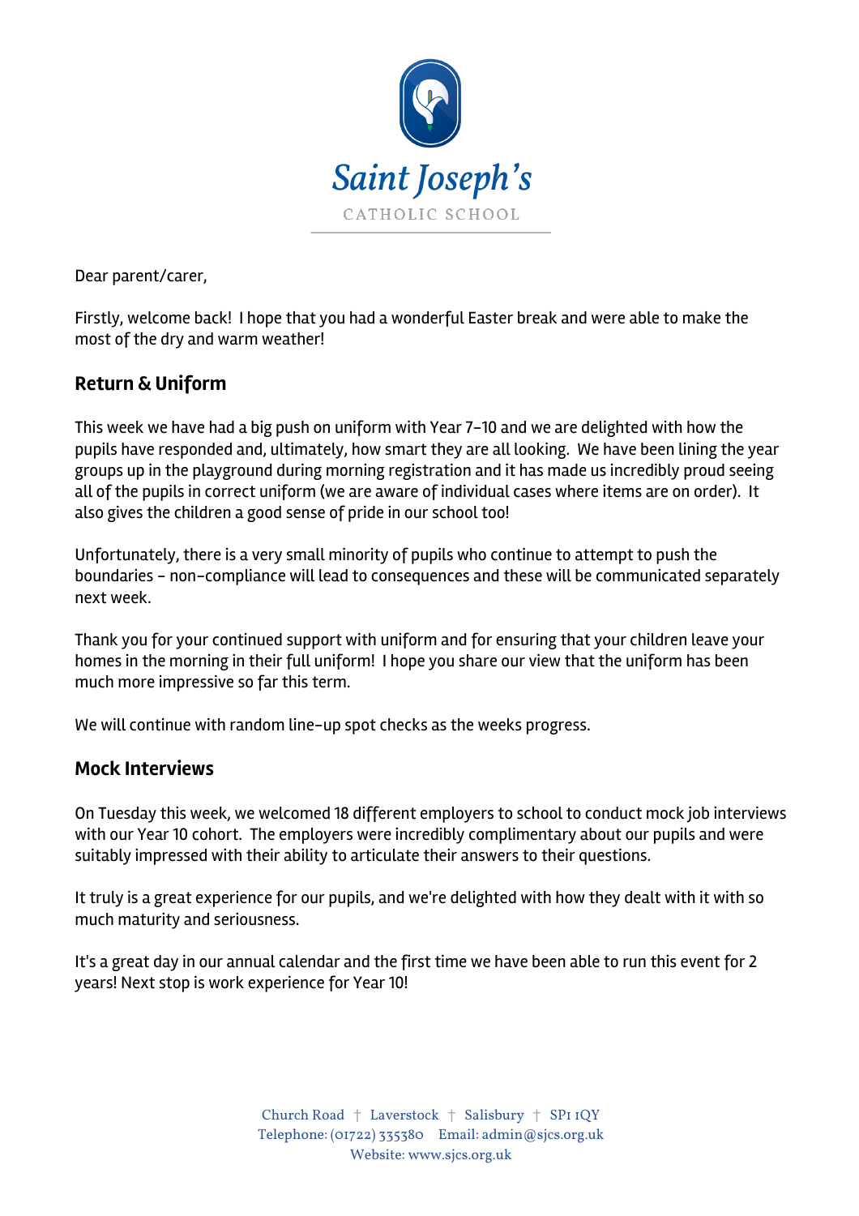Saint Joseph's

CATHOLIC SCHOOL

Dear parent/carer,

Firstly, welcome back! I hope that you had a wonderful Easter break and were able to make the most of the dry and warm weather!

## Return & Uniform

This week we have had a big push on uniform with Year 7-10 and we are delighted with how the pupils have responded and, ultimately, how smart they are all looking. We have been lining the year groups up in the playground during morning registration and it has made us incredibly proud seeing all of the pupils in correct uniform (we are aware of individual cases where items are on order). It also gives the children a good sense of pride in our school too!

Unfortunately, there is a very small minority of pupils who continue to attempt to push the boundaries - non-compliance will lead to consequences and these will be communicated separately next week.

Thank you for your continued support with uniform and for ensuring that your children leave your homes in the morning in their full uniform! I hope you share our view that the uniform has been much more impressive so far this term.

We will continue with random line-up spot checks as the weeks progress.

## Mock Interviews

On Tuesday this week, we welcomed 18 different employers to school to conduct mock job interviews with our Year 10 cohort. The employers were incredibly complimentary about our pupils and were suitably impressed with their ability to articulate their answers to their questions.

It truly is a great experience for our pupils, and we're delighted with how they dealt with it with so much maturity and seriousness.

It's a great day in our annual calendar and the first time we have been able to run this event for 2 years! Next stop is work experience for Year 10!

Church Road † Laverstock † Salisbury † SP1 1QY
Telephone: (01722) 335380 Email: admin@sjcs.org.uk
Website: www.sjcs.org.uk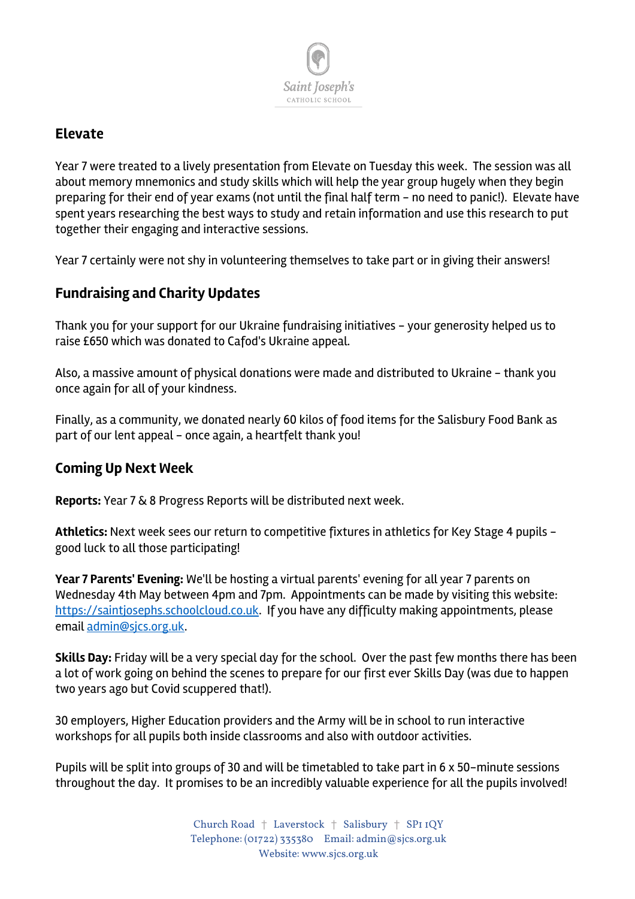## Elevate

Year 7 were treated to a lively presentation from Elevate on Tuesday this week. The session was all about memory mnemonics and study skills which will help the year group hugely when they begin preparing for their end of year exams (not until the final half term – no need to panic!). Elevate have spent years researching the best ways to study and retain information and use this research to put together their engaging and interactive sessions.

Year 7 certainly were not shy in volunteering themselves to take part or in giving their answers!

## Fundraising and Charity Updates

Thank you for your support for our Ukraine fundraising initiatives – your generosity helped us to raise £650 which was donated to Cafod's Ukraine appeal.

Also, a massive amount of physical donations were made and distributed to Ukraine – thank you once again for all of your kindness.

Finally, as a community, we donated nearly 60 kilos of food items for the Salisbury Food Bank as part of our lent appeal – once again, a heartfelt thank you!

## Coming Up Next Week

**Reports:** Year 7 & 8 Progress Reports will be distributed next week.

**Athletics:** Next week sees our return to competitive fixtures in athletics for Key Stage 4 pupils – good luck to all those participating!

**Year 7 Parents' Evening:** We'll be hosting a virtual parents' evening for all year 7 parents on Wednesday 4th May between 4pm and 7pm. Appointments can be made by visiting this website: [https://saintjosephs.schoolcloud.co.uk](https://saintjosephs.schoolcloud.co.uk). If you have any difficulty making appointments, please email [admin@sjcs.org.uk](mailto:admin@sjcs.org.uk).

**Skills Day:** Friday will be a very special day for the school. Over the past few months there has been a lot of work going on behind the scenes to prepare for our first ever Skills Day (was due to happen two years ago but Covid scuppered that!).

30 employers, Higher Education providers and the Army will be in school to run interactive workshops for all pupils both inside classrooms and also with outdoor activities.

Pupils will be split into groups of 30 and will be timetabled to take part in 6 x 50-minute sessions throughout the day. It promises to be an incredibly valuable experience for all the pupils involved!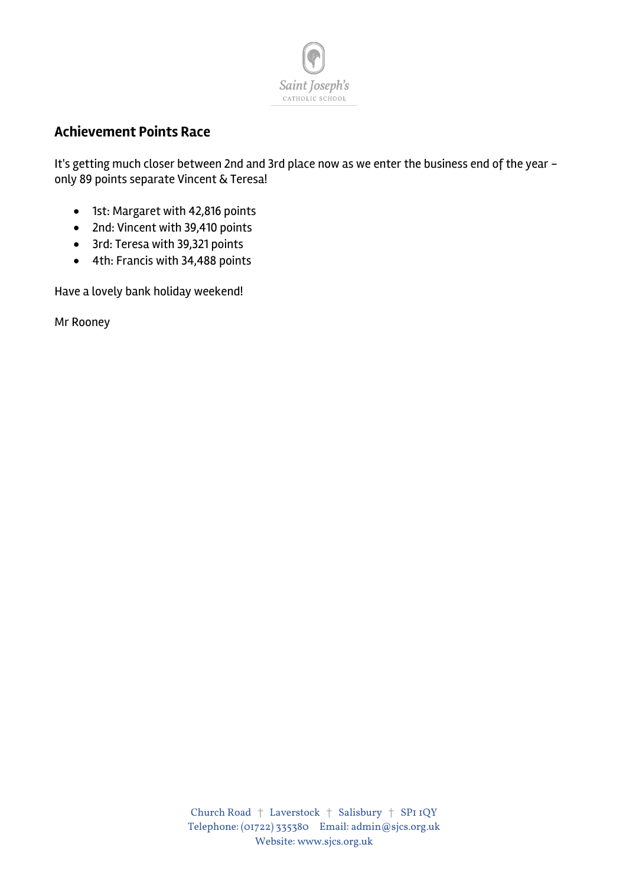## Achievement Points Race

It's getting much closer between 2nd and 3rd place now as we enter the business end of the year – only 89 points separate Vincent & Teresa!

- 1st: Margaret with 42,816 points
- 2nd: Vincent with 39,410 points
- 3rd: Teresa with 39,321 points
- 4th: Francis with 34,488 points

Have a lovely bank holiday weekend!

Mr Rooney